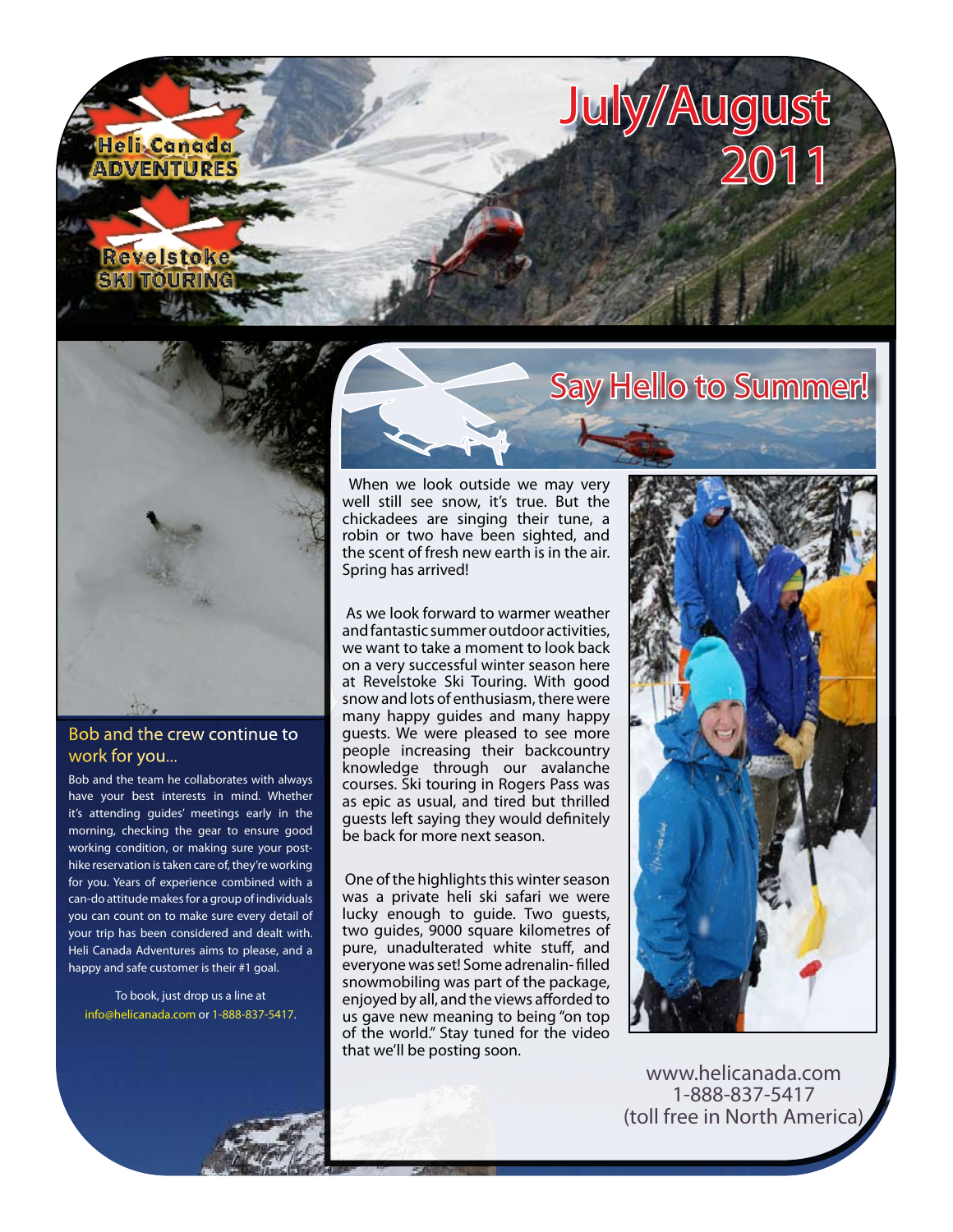Heli Canada ADVENTURES

Revelstoke SKI TOURING

# July/August 2011

## Say Hello to Summer!

When we look outside we may very well still see snow, it's true. But the chickadees are singing their tune, a robin or two have been sighted, and the scent of fresh new earth is in the air. Spring has arrived!

As we look forward to warmer weather and fantastic summer outdoor activities, we want to take a moment to look back on a very successful winter season here at Revelstoke Ski Touring. With good snow and lots of enthusiasm, there were many happy guides and many happy guests. We were pleased to see more people increasing their backcountry knowledge through our avalanche courses. Ski touring in Rogers Pass was as epic as usual, and tired but thrilled guests left saying they would definitely be back for more next season.

One of the highlights this winter season was a private heli ski safari we were lucky enough to guide. Two guests, two guides, 9000 square kilometres of pure, unadulterated white stuff, and everyone was set! Some adrenalin-filled snowmobiling was part of the package, enjoyed by all, and the views afforded to us gave new meaning to being "on top of the world." Stay tuned for the video that we'll be posting soon.

## Bob and the crew continue to work for you...

Bob and the team he collaborates with always have your best interests in mind. Whether it's attending guides' meetings early in the morning, checking the gear to ensure good working condition, or making sure your post-hike reservation is taken care of, they're working for you. Years of experience combined with a can-do attitude makes for a group of individuals you can count on to make sure every detail of your trip has been considered and dealt with. Heli Canada Adventures aims to please, and a happy and safe customer is their #1 goal.

To book, just drop us a line at info@helicanada.com or 1-888-837-5417.

www.helicanada.com
1-888-837-5417
(toll free in North America)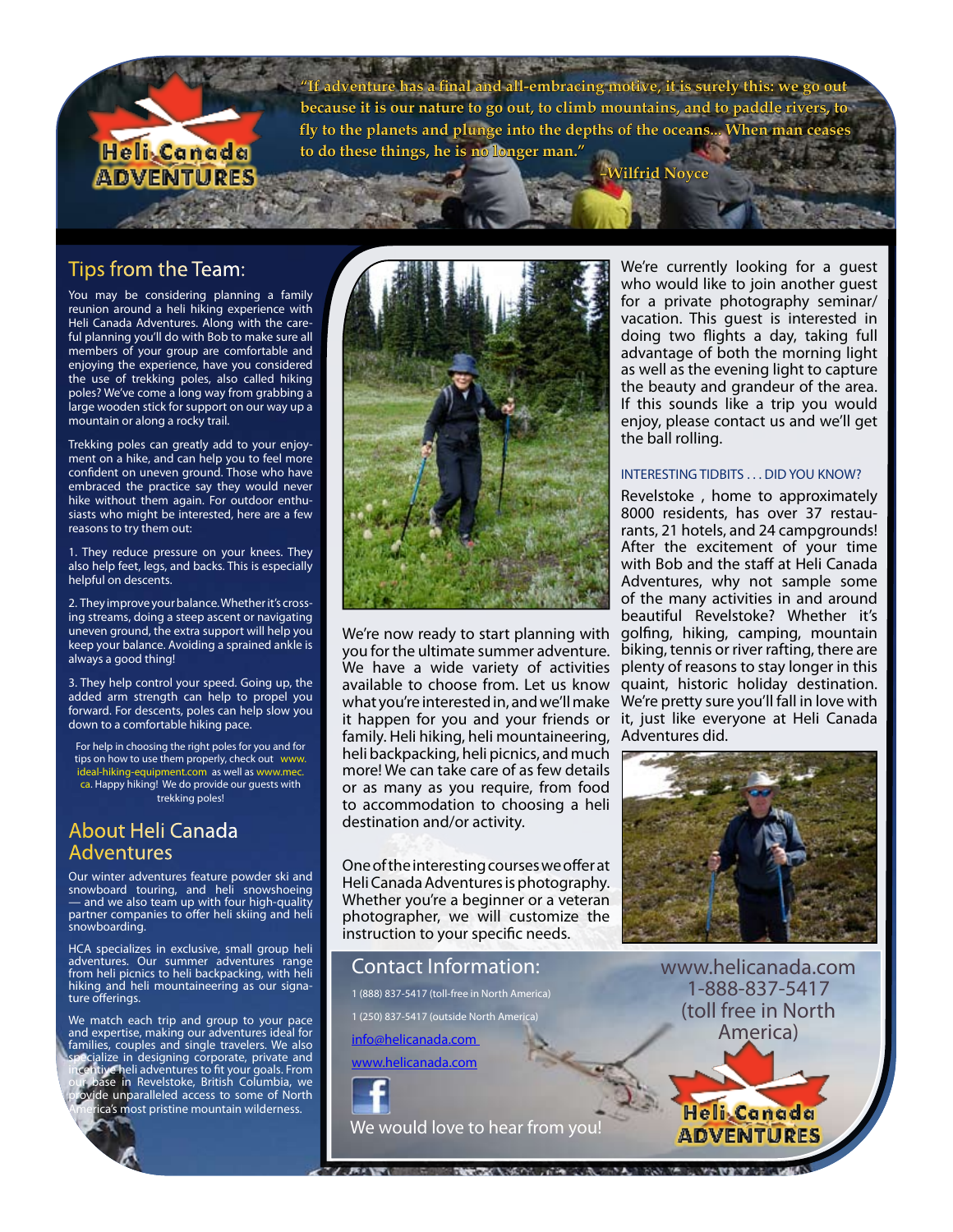“If adventure has a final and all-embracing motive, it is surely this: we go out because it is our nature to go out, to climb mountains, and to paddle rivers, to fly to the planets and plunge into the depths of the oceans... When man ceases to do these things, he is no longer man.”

-Wilfrid Noyce

## Tips from the Team:

You may be considering planning a family reunion around a heli hiking experience with Heli Canada Adventures. Along with the careful planning you'll do with Bob to make sure all members of your group are comfortable and enjoying the experience, have you considered the use of trekking poles, also called hiking poles? We've come a long way from grabbing a large wooden stick for support on our way up a mountain or along a rocky trail.

Trekking poles can greatly add to your enjoyment on a hike, and can help you to feel more confident on uneven ground. Those who have embraced the practice say they would never hike without them again. For outdoor enthusiasts who might be interested, here are a few reasons to try them out:

1. They reduce pressure on your knees. They also help feet, legs, and backs. This is especially helpful on descents.

2. They improve your balance. Whether it's crossing streams, doing a steep ascent or navigating uneven ground, the extra support will help you keep your balance. Avoiding a sprained ankle is always a good thing!

3. They help control your speed. Going up, the added arm strength can help to propel you forward. For descents, poles can help slow you down to a comfortable hiking pace.

For help in choosing the right poles for you and for tips on how to use them properly, check out www.ideal-hiking-equipment.com as well as www.mec.ca. Happy hiking! We do provide our guests with trekking poles!

## About Heli Canada Adventures

Our winter adventures feature powder ski and snowboard touring, and heli snowshoeing — and we also team up with four high-quality partner companies to offer heli skiing and heli snowboarding.

HCA specializes in exclusive, small group heli adventures. Our summer adventures range from heli picnics to heli backpacking, with heli hiking and heli mountaineering as our signature offerings.

We match each trip and group to your pace and expertise, making our adventures ideal for families, couples and single travelers. We also specialize in designing corporate, private and incentive heli adventures to fit your goals. From our base in Revelstoke, British Columbia, we provide unparalleled access to some of North America's most pristine mountain wilderness.

We're now ready to start planning with you for the ultimate summer adventure. We have a wide variety of activities available to choose from. Let us know what you're interested in, and we'll make it happen for you and your friends or family. Heli hiking, heli mountaineering, heli backpacking, heli picnics, and much more! We can take care of as few details or as many as you require, from food to accommodation to choosing a heli destination and/or activity.

One of the interesting courses we offer at Heli Canada Adventures is photography. Whether you're a beginner or a veteran photographer, we will customize the instruction to your specific needs.

We're currently looking for a guest who would like to join another guest for a private photography seminar/vacation. This guest is interested in doing two flights a day, taking full advantage of both the morning light as well as the evening light to capture the beauty and grandeur of the area. If this sounds like a trip you would enjoy, please contact us and we'll get the ball rolling.

### INTERESTING TIDBITS . . . DID YOU KNOW?

Revelstoke , home to approximately 8000 residents, has over 37 restaurants, 21 hotels, and 24 campgrounds! After the excitement of your time with Bob and the staff at Heli Canada Adventures, why not sample some of the many activities in and around beautiful Revelstoke? Whether it's golfing, hiking, camping, mountain biking, tennis or river rafting, there are plenty of reasons to stay longer in this quaint, historic holiday destination. We're pretty sure you'll fall in love with it, just like everyone at Heli Canada Adventures did.

## Contact Information:

1 (888) 837-5417 (toll-free in North America)

1 (250) 837-5417 (outside North America)

info@helicanada.com

www.helicanada.com

We would love to hear from you!

www.helicanada.com
1-888-837-5417
(toll free in North America)

Heli Canada ADVENTURES